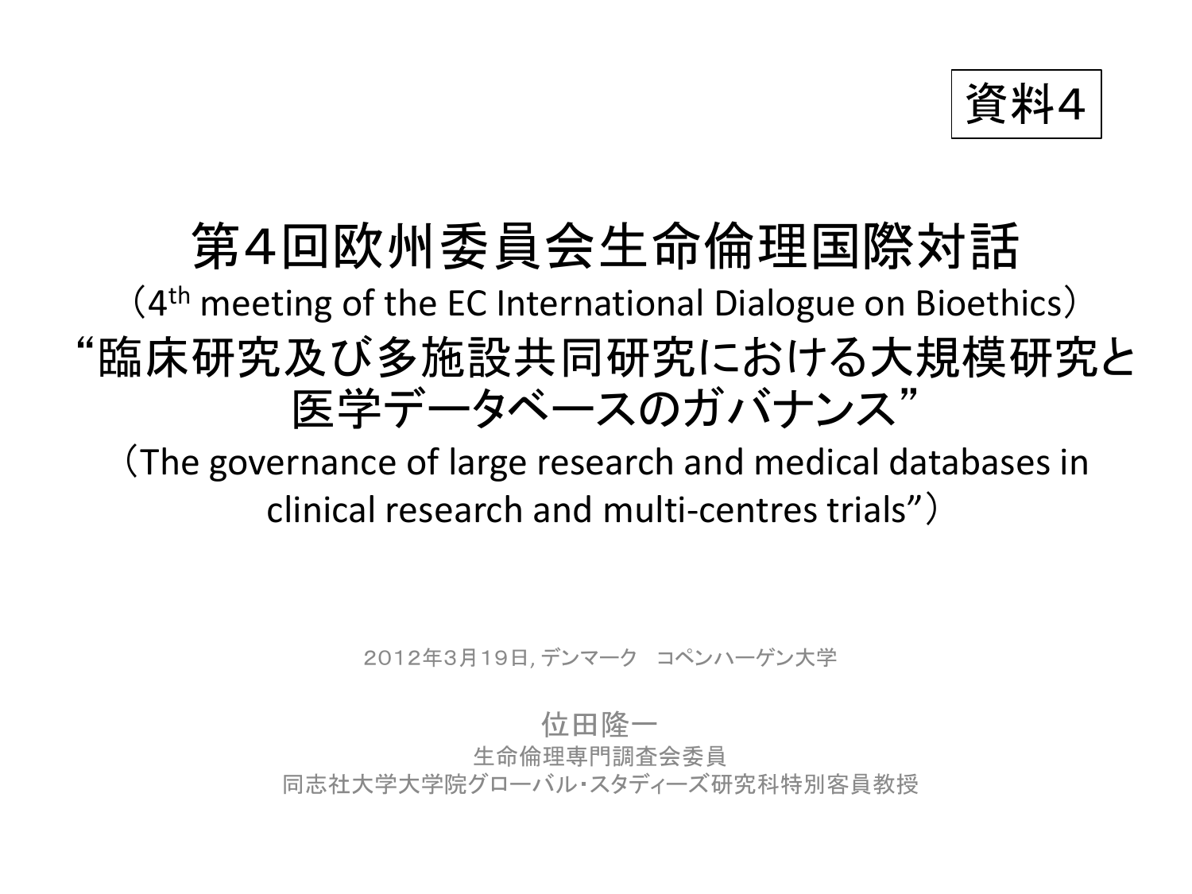資料4

# 第4回欧州委員会生命倫理国際対話

（4th meeting of the EC International Dialogue on Bioethics）

## “臨床研究及び多施設共同研究における大規模研究と医学データベースのガバナンス”

（The governance of large research and medical databases in clinical research and multi-centres trials”）

２０１２年３月１９日, デンマーク　コペンハーゲン大学

位田隆一

生命倫理専門調査会委員

同志社大学大学院グローバル･スタディーズ研究科特別客員教授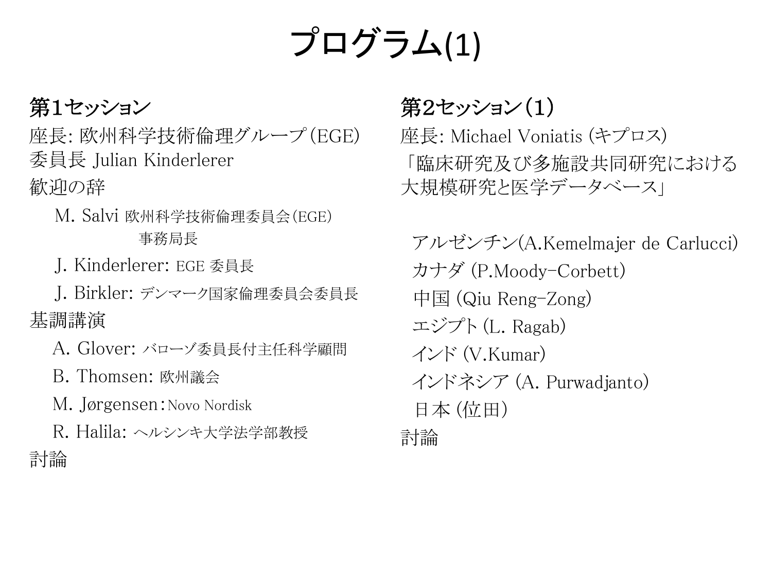# プログラム(1)

## 第1セッション

座長: 欧州科学技術倫理グループ（EGE）委員長 Julian Kinderlerer

歓迎の辞

- M. Salvi 欧州科学技術倫理委員会（EGE）事務局長
- J. Kinderlerer: EGE 委員長
- J. Birkler: デンマーク国家倫理委員会委員長

基調講演

- A. Glover: バローゾ委員長付主任科学顧問
- B. Thomsen: 欧州議会
- M. Jørgensen：Novo Nordisk
- R. Halila: ヘルシンキ大学法学部教授

討論

## 第2セッション（1）

座長: Michael Voniatis (キプロス)

「臨床研究及び多施設共同研究における大規模研究と医学データベース」

- アルゼンチン(A.Kemelmajer de Carlucci)
- カナダ (P.Moody-Corbett)
- 中国 (Qiu Reng-Zong)
- エジプト (L. Ragab)
- インド (V.Kumar)
- インドネシア (A. Purwadjanto)
- 日本 (位田)

討論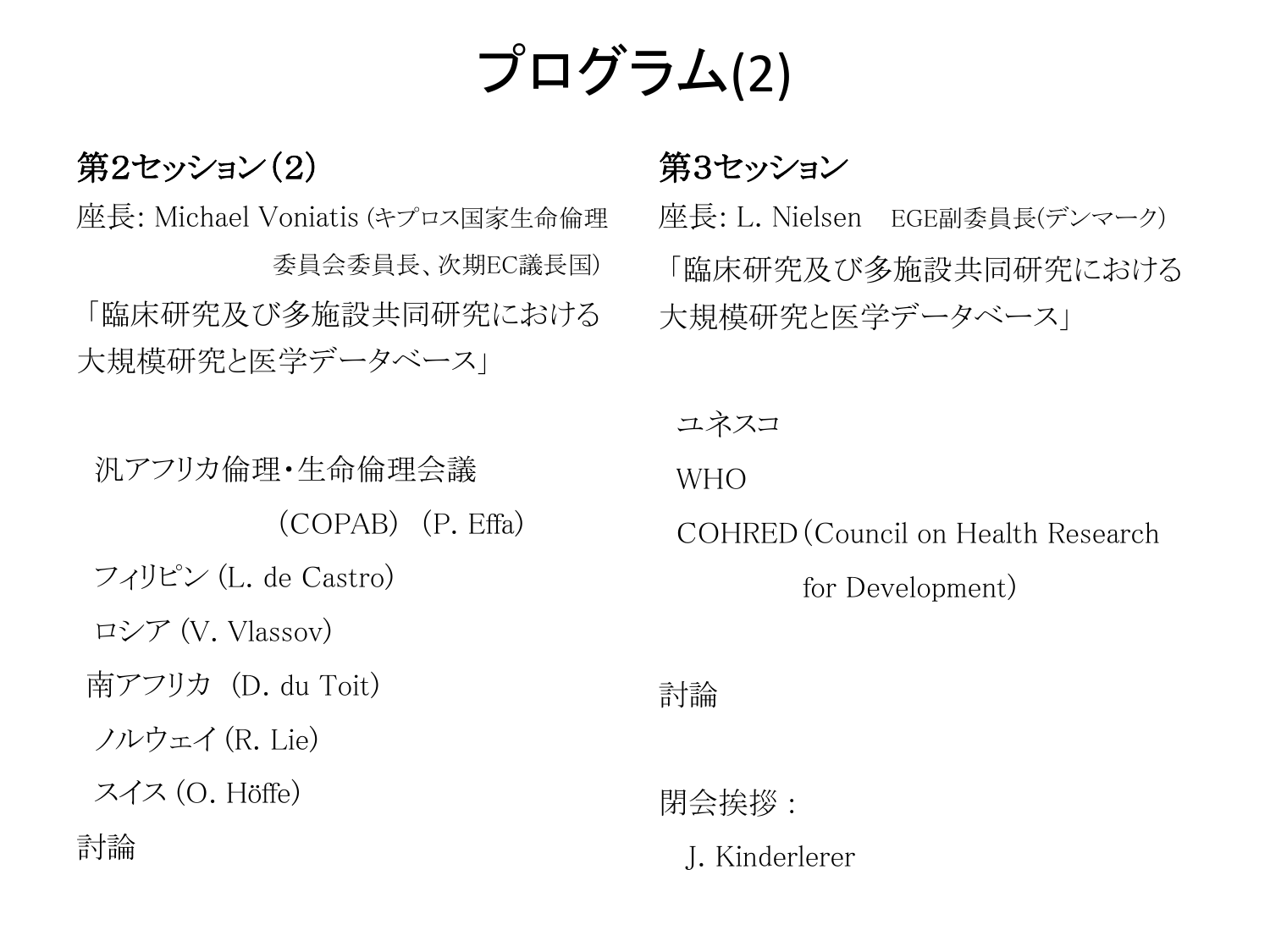# プログラム(2)

## 第2セッション（2）

座長: Michael Voniatis (キプロス国家生命倫理委員会委員長、次期EC議長国)

「臨床研究及び多施設共同研究における大規模研究と医学データベース」

- 汎アフリカ倫理・生命倫理会議（COPAB）（P. Effa）
- フィリピン (L. de Castro)
- ロシア (V. Vlassov)
- 南アフリカ（D. du Toit）
- ノルウェイ (R. Lie)
- スイス (O. Höffe)

討論

## 第3セッション

座長: L. Nielsen　EGE副委員長(デンマーク)

「臨床研究及び多施設共同研究における大規模研究と医学データベース」

- ユネスコ
- WHO
- COHRED（Council on Health Research for Development）

討論

閉会挨拶 :

J. Kinderlerer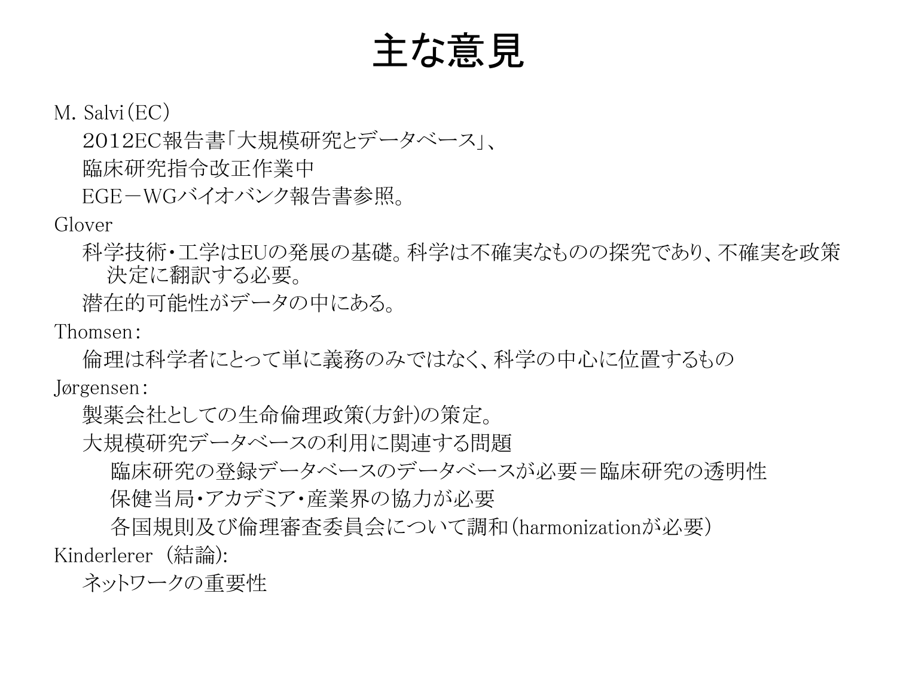# 主な意見

M. Salvi（EC）

- 2012EC報告書「大規模研究とデータベース」、
- 臨床研究指令改正作業中
- EGE－WGバイオバンク報告書参照。

Glover

- 科学技術・工学はEUの発展の基礎。科学は不確実なものの探究であり、不確実を政策決定に翻訳する必要。
- 潜在的可能性がデータの中にある。

Thomsen：

- 倫理は科学者にとって単に義務のみではなく、科学の中心に位置するもの

Jørgensen：

- 製薬会社としての生命倫理政策(方針)の策定。
- 大規模研究データベースの利用に関連する問題
  - 臨床研究の登録データベースのデータベースが必要＝臨床研究の透明性
  - 保健当局・アカデミア・産業界の協力が必要
  - 各国規則及び倫理審査委員会について調和（harmonizationが必要）

Kinderlerer （結論):

- ネットワークの重要性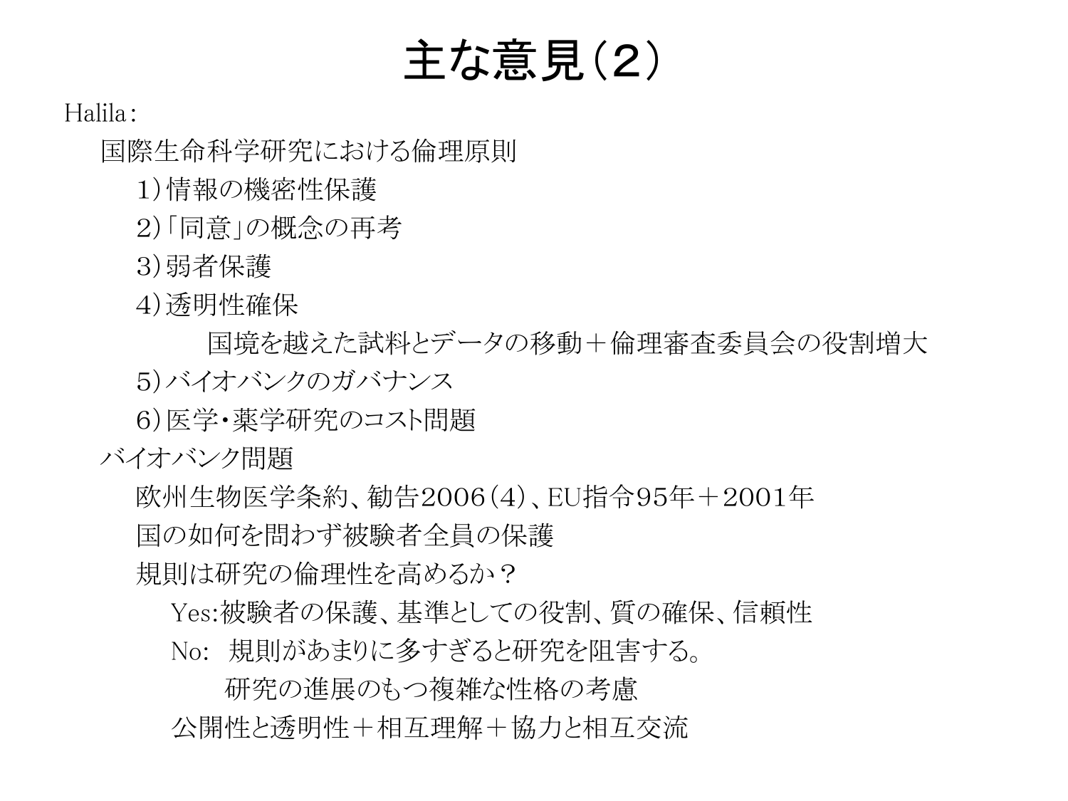# 主な意見（2）

Halila：

- 国際生命科学研究における倫理原則
  - 1）情報の機密性保護
  - 2）「同意」の概念の再考
  - 3）弱者保護
  - 4）透明性確保
    - 国境を越えた試料とデータの移動＋倫理審査委員会の役割増大
  - 5）バイオバンクのガバナンス
  - 6）医学・薬学研究のコスト問題
- バイオバンク問題
  - 欧州生物医学条約、勧告2006（4）、EU指令95年＋2001年
  - 国の如何を問わず被験者全員の保護
  - 規則は研究の倫理性を高めるか？
    - Yes:被験者の保護、基準としての役割、質の確保、信頼性
    - No:　規則があまりに多すぎると研究を阻害する。
      - 研究の進展のもつ複雑な性格の考慮
    - 公開性と透明性＋相互理解＋協力と相互交流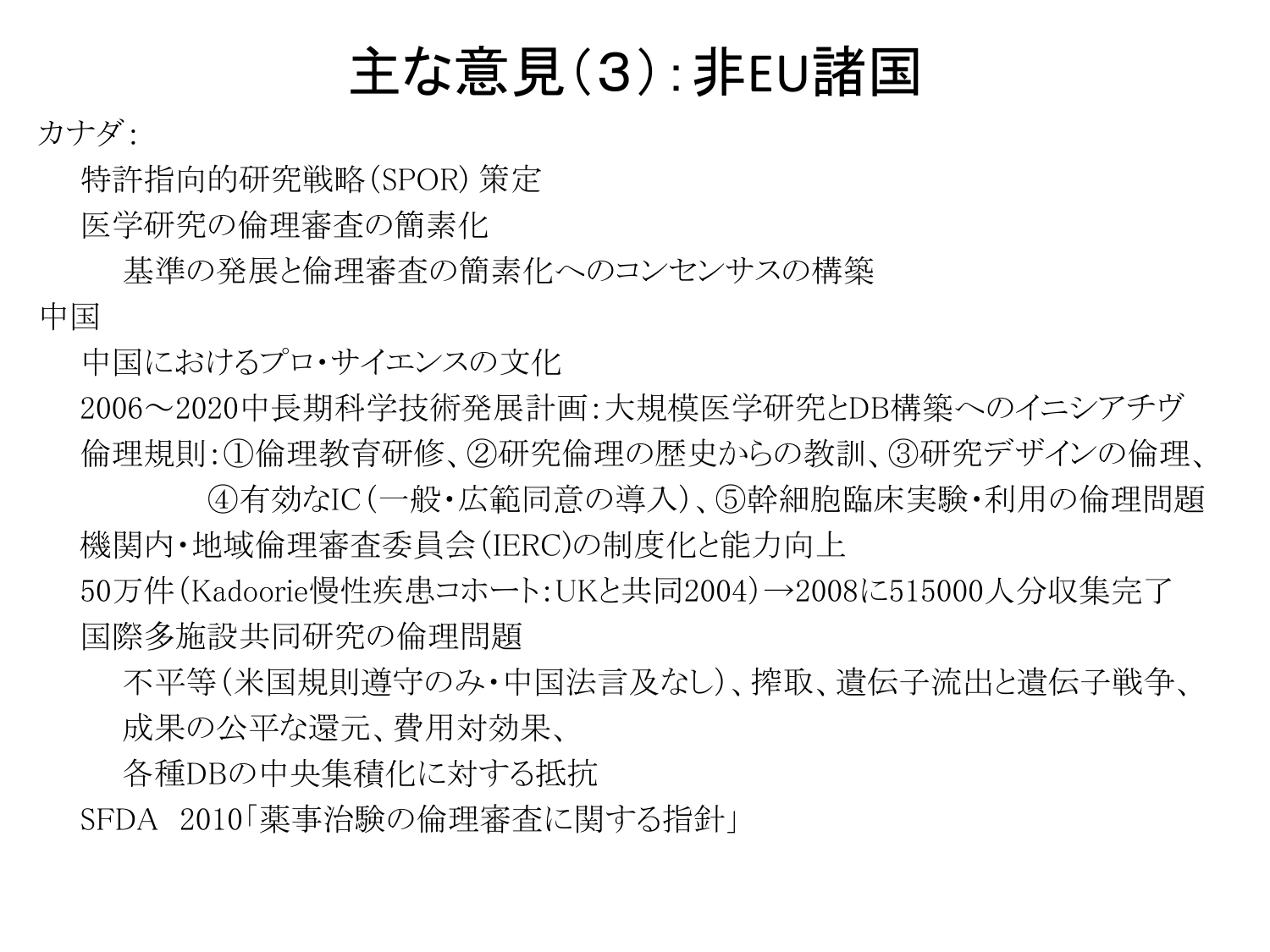# 主な意見（3）：非EU諸国

カナダ：

- 特許指向的研究戦略（SPOR）策定
- 医学研究の倫理審査の簡素化
  - 基準の発展と倫理審査の簡素化へのコンセンサスの構築

中国

- 中国におけるプロ・サイエンスの文化
- 2006～2020中長期科学技術発展計画：大規模医学研究とDB構築へのイニシアチヴ
- 倫理規則：①倫理教育研修、②研究倫理の歴史からの教訓、③研究デザインの倫理、④有効なIC（一般・広範同意の導入）、⑤幹細胞臨床実験・利用の倫理問題
- 機関内・地域倫理審査委員会（IERC）の制度化と能力向上
- 50万件（Kadoorie慢性疾患コホート：UKと共同2004）→2008に515000人分収集完了
- 国際多施設共同研究の倫理問題
  - 不平等（米国規則遵守のみ・中国法言及なし）、搾取、遺伝子流出と遺伝子戦争、成果の公平な還元、費用対効果、各種DBの中央集積化に対する抵抗
- SFDA 2010「薬事治験の倫理審査に関する指針」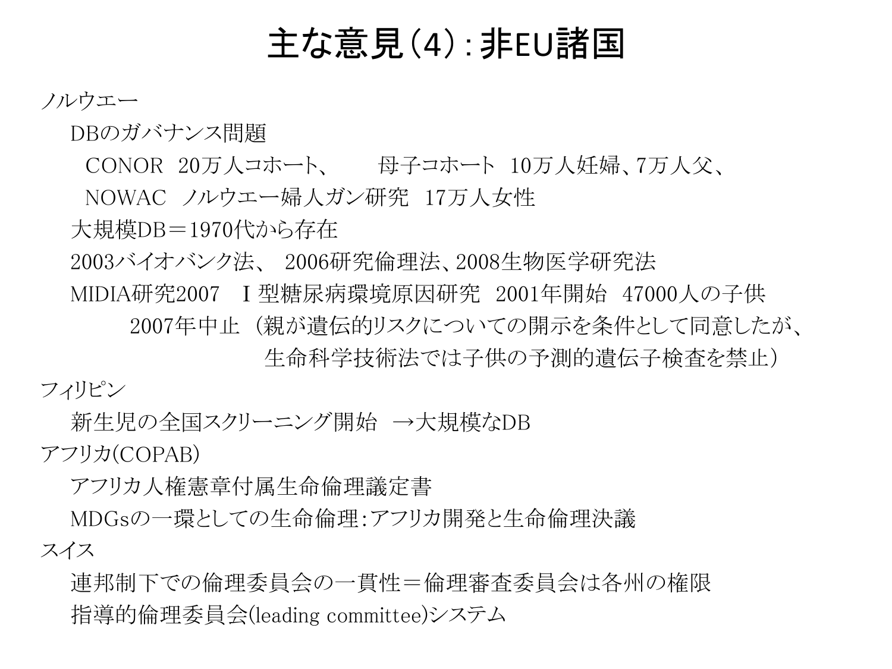# 主な意見（4）：非EU諸国

ノルウエー

- DBのガバナンス問題
  - CONOR　20万人コホート、　　母子コホート　10万人妊婦、7万人父、
  - NOWAC　ノルウエー婦人ガン研究　17万人女性
- 大規模DB＝1970代から存在
- 2003バイオバンク法、 2006研究倫理法、2008生物医学研究法
- MIDIA研究2007　Ｉ型糖尿病環境原因研究　2001年開始　47000人の子供
  - 2007年中止 （親が遺伝的リスクについての開示を条件として同意したが、生命科学技術法では子供の予測的遺伝子検査を禁止）

フィリピン

- 新生児の全国スクリーニング開始　→大規模なDB

アフリカ(COPAB)

- アフリカ人権憲章付属生命倫理議定書
- MDGsの一環としての生命倫理：アフリカ開発と生命倫理決議

スイス

- 連邦制下での倫理委員会の一貫性＝倫理審査委員会は各州の権限
- 指導的倫理委員会(leading committee)システム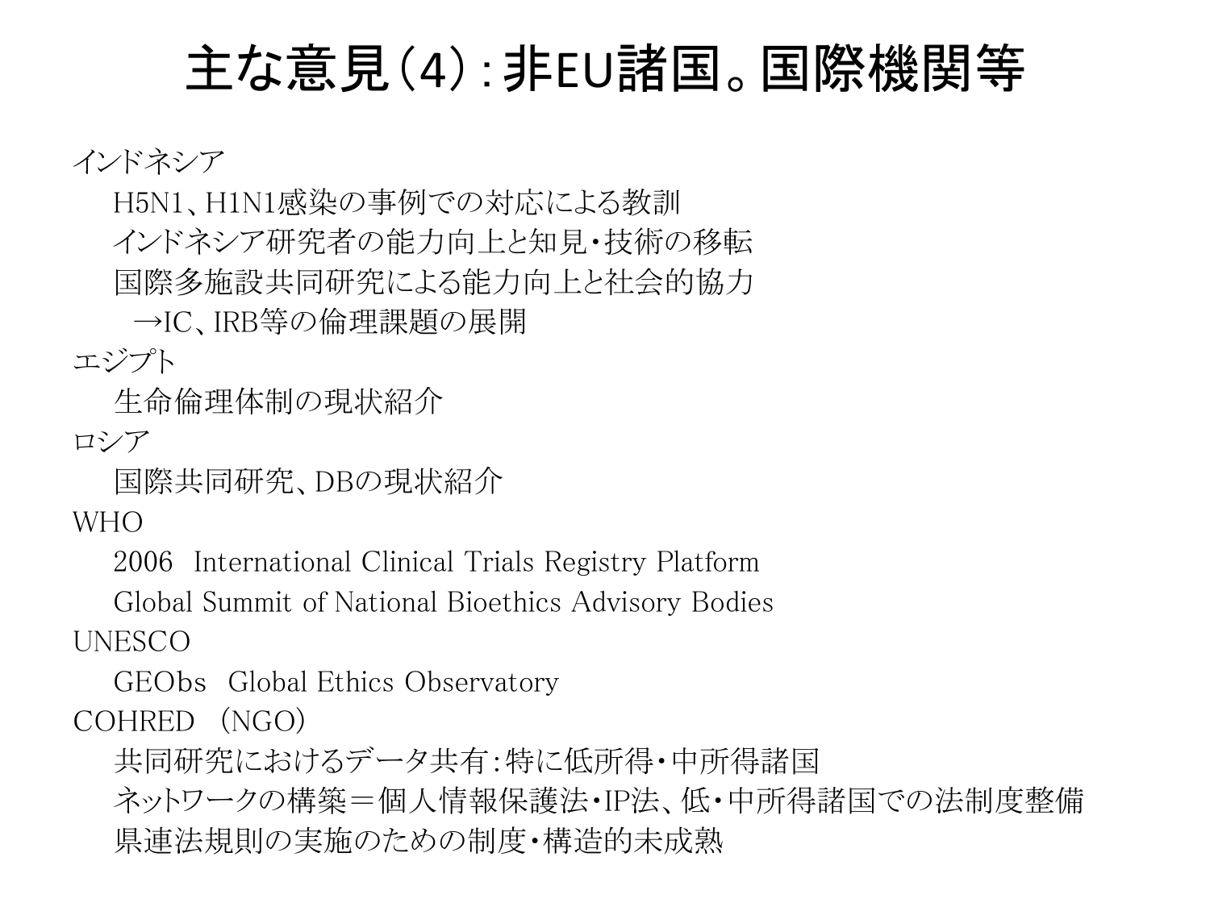# 主な意見（4）：非EU諸国。国際機関等

インドネシア

- H5N1、H1N1感染の事例での対応による教訓
- インドネシア研究者の能力向上と知見・技術の移転
- 国際多施設共同研究による能力向上と社会的協力
  - →IC、IRB等の倫理課題の展開

エジプト

- 生命倫理体制の現状紹介

ロシア

- 国際共同研究、DBの現状紹介

WHO

- 2006 International Clinical Trials Registry Platform
- Global Summit of National Bioethics Advisory Bodies

UNESCO

- GEObs Global Ethics Observatory

COHRED （NGO）

- 共同研究におけるデータ共有：特に低所得・中所得諸国
- ネットワークの構築＝個人情報保護法・IP法、低・中所得諸国での法制度整備
- 県連法規則の実施のための制度・構造的未成熟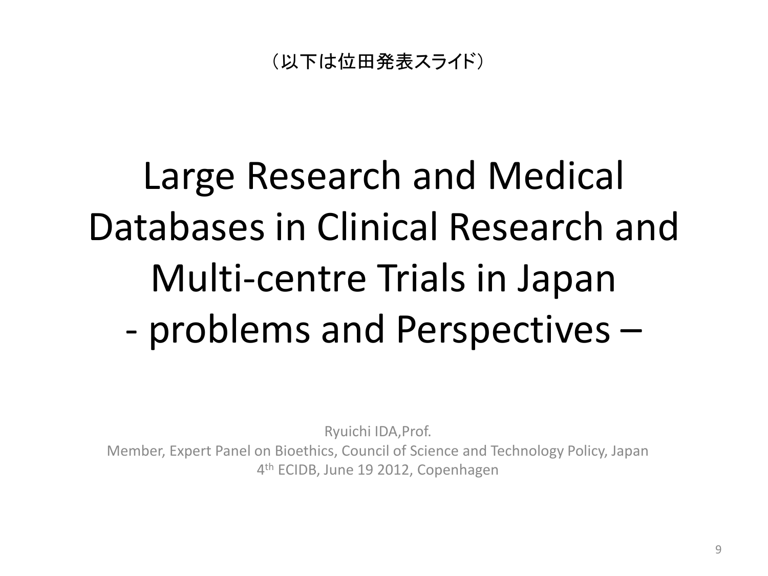（以下は位田発表スライド）

# Large Research and Medical Databases in Clinical Research and Multi-centre Trials in Japan - problems and Perspectives –

Ryuichi IDA,Prof.
Member, Expert Panel on Bioethics, Council of Science and Technology Policy, Japan
4th ECIDB, June 19 2012, Copenhagen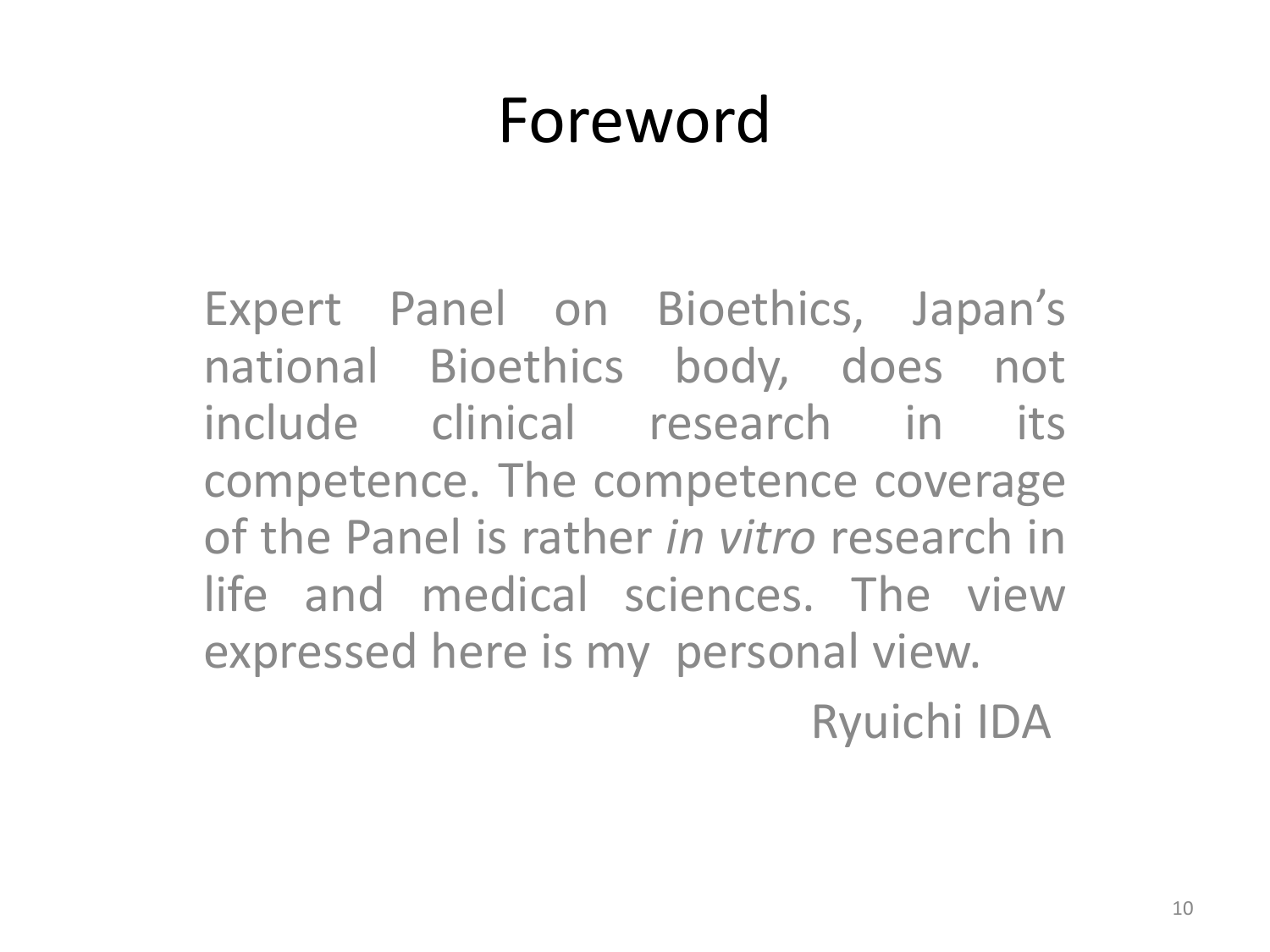# Foreword

Expert Panel on Bioethics, Japan’s national Bioethics body, does not include clinical research in its competence. The competence coverage of the Panel is rather *in vitro* research in life and medical sciences. The view expressed here is my personal view.

Ryuichi IDA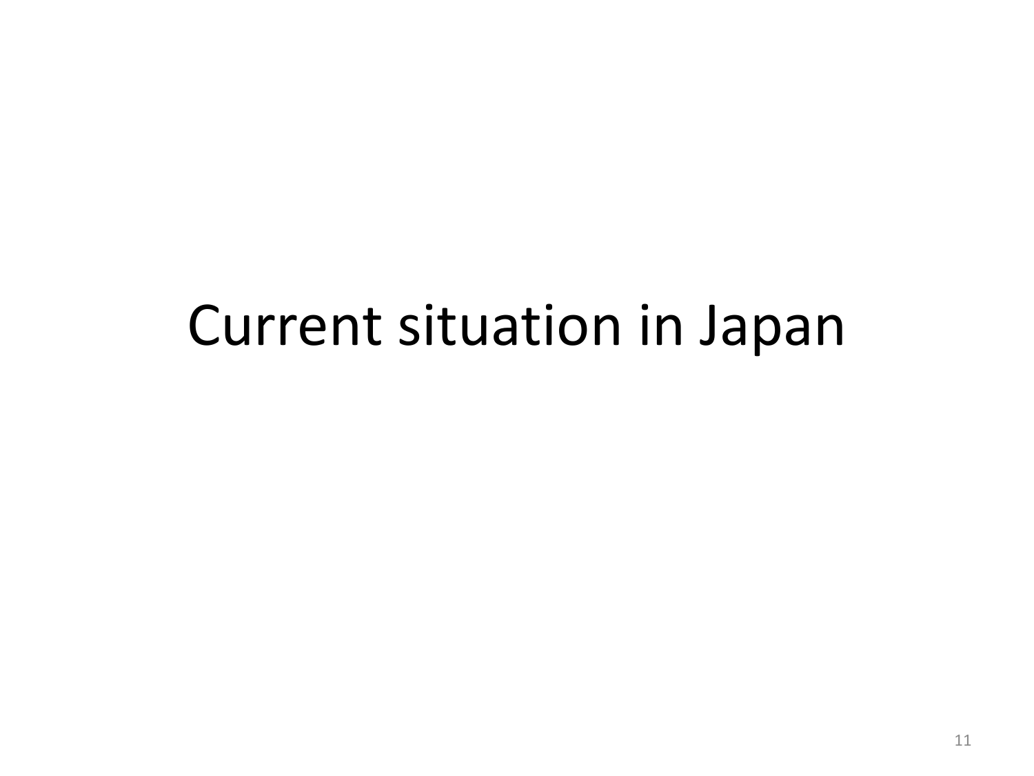# Current situation in Japan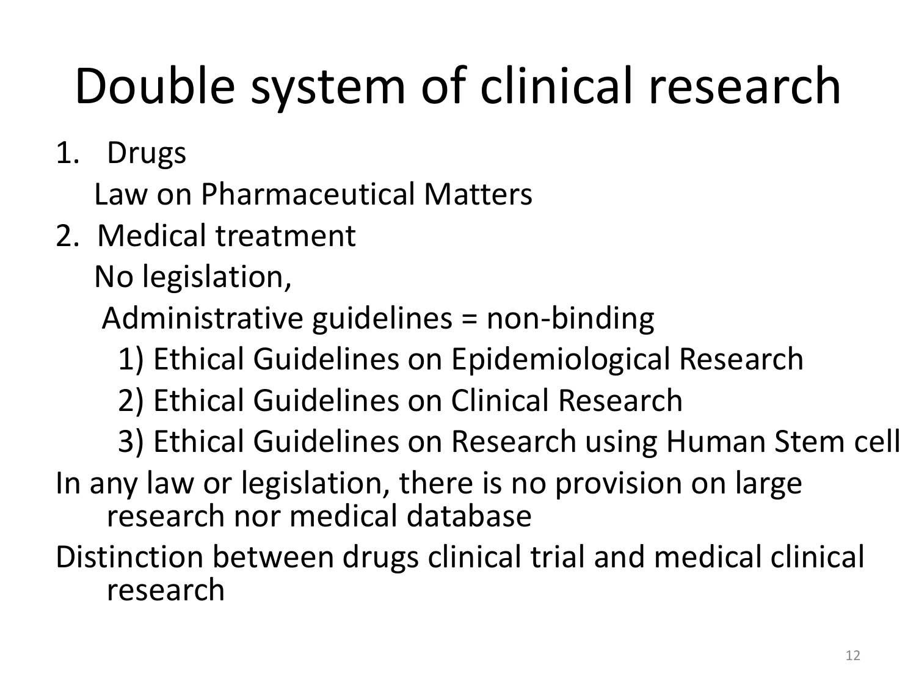# Double system of clinical research

1. Drugs

   Law on Pharmaceutical Matters

2. Medical treatment

   No legislation,

   Administrative guidelines = non-binding

   1) Ethical Guidelines on Epidemiological Research

   2) Ethical Guidelines on Clinical Research

   3) Ethical Guidelines on Research using Human Stem cell

In any law or legislation, there is no provision on large research nor medical database

Distinction between drugs clinical trial and medical clinical research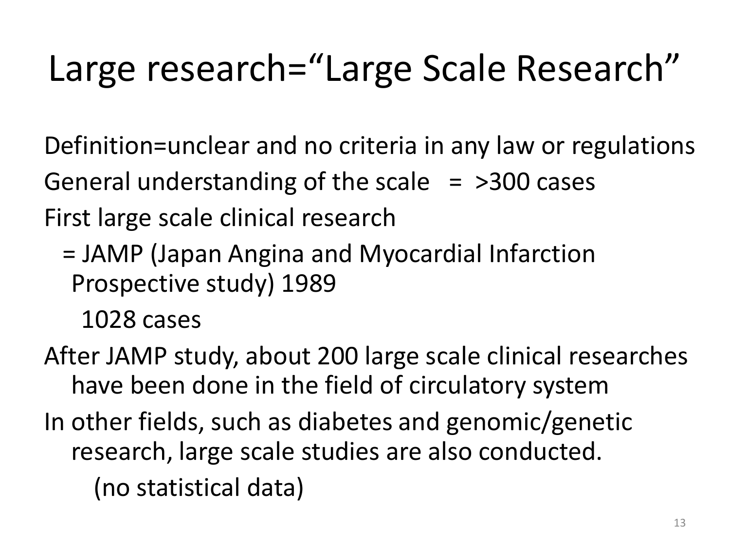# Large research="Large Scale Research"

Definition=unclear and no criteria in any law or regulations

General understanding of the scale = >300 cases

First large scale clinical research

= JAMP (Japan Angina and Myocardial Infarction Prospective study) 1989

1028 cases

After JAMP study, about 200 large scale clinical researches have been done in the field of circulatory system

In other fields, such as diabetes and genomic/genetic research, large scale studies are also conducted.

(no statistical data)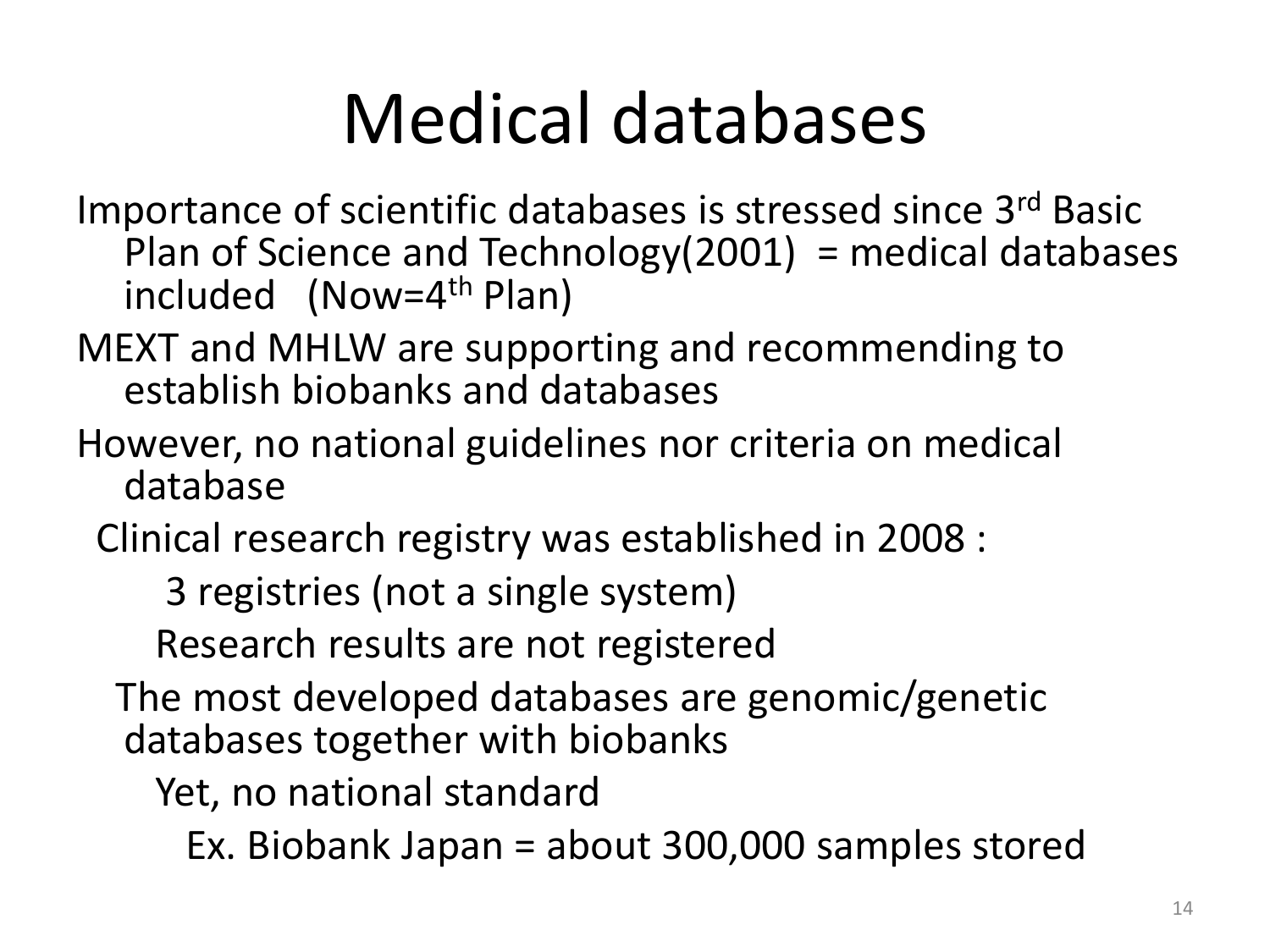# Medical databases

- Importance of scientific databases is stressed since 3rd Basic Plan of Science and Technology(2001) = medical databases included (Now=4th Plan)
- MEXT and MHLW are supporting and recommending to establish biobanks and databases
- However, no national guidelines nor criteria on medical database
  - Clinical research registry was established in 2008 :
    - 3 registries (not a single system)
    - Research results are not registered
  - The most developed databases are genomic/genetic databases together with biobanks
    - Yet, no national standard
      - Ex. Biobank Japan = about 300,000 samples stored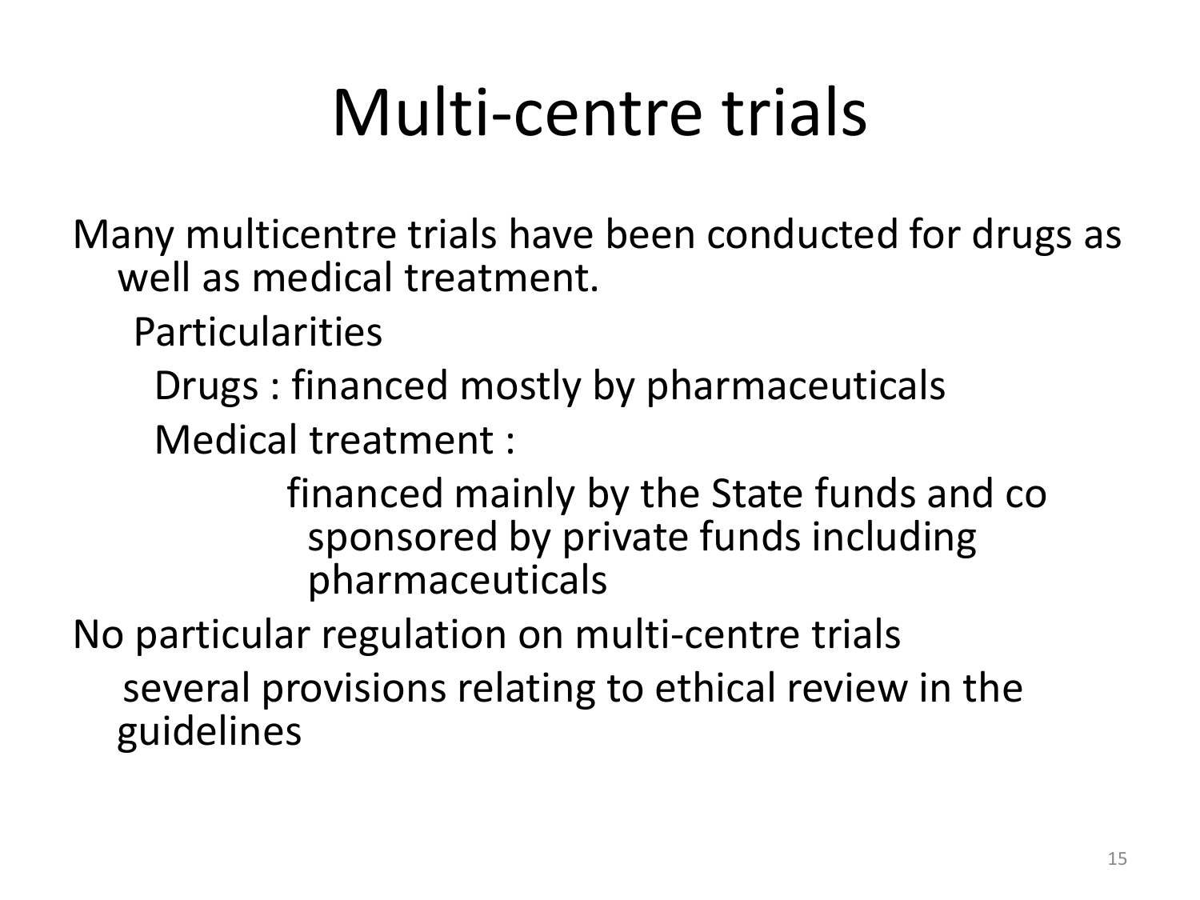# Multi-centre trials

Many multicentre trials have been conducted for drugs as well as medical treatment.

- Particularities
  - Drugs : financed mostly by pharmaceuticals
  - Medical treatment :
    - financed mainly by the State funds and co sponsored by private funds including pharmaceuticals

No particular regulation on multi-centre trials

- several provisions relating to ethical review in the guidelines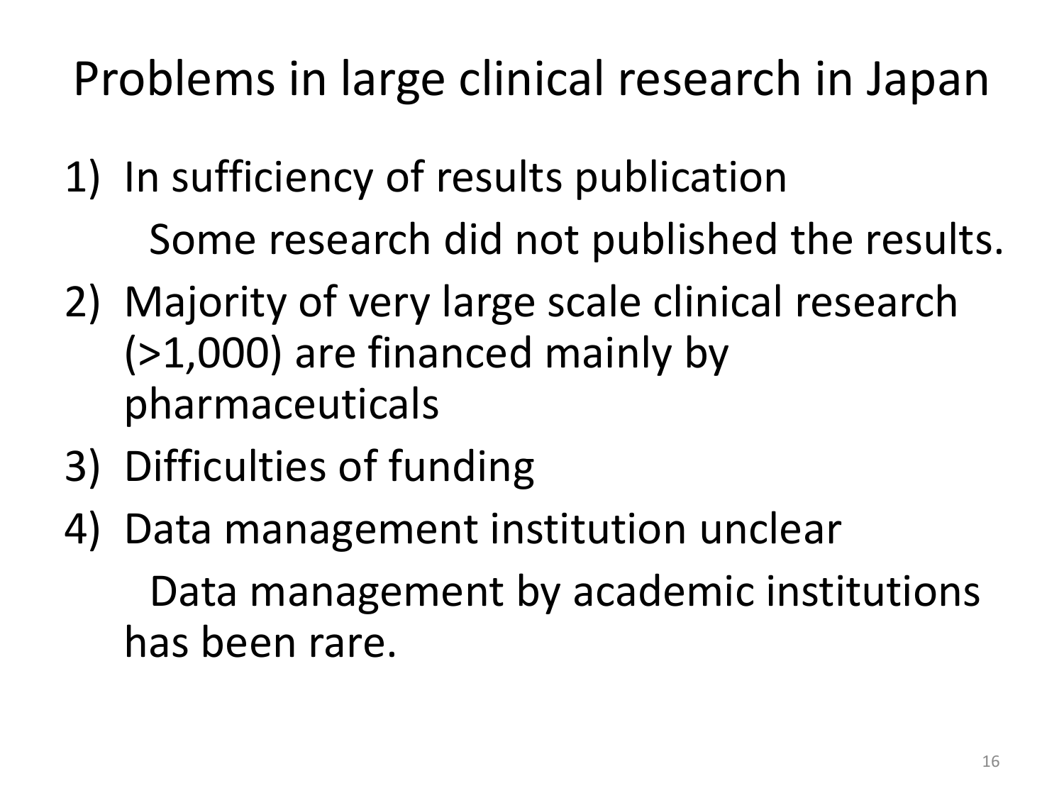# Problems in large clinical research in Japan

1) In sufficiency of results publication

   Some research did not published the results.

2) Majority of very large scale clinical research (>1,000) are financed mainly by pharmaceuticals
3) Difficulties of funding
4) Data management institution unclear

   Data management by academic institutions has been rare.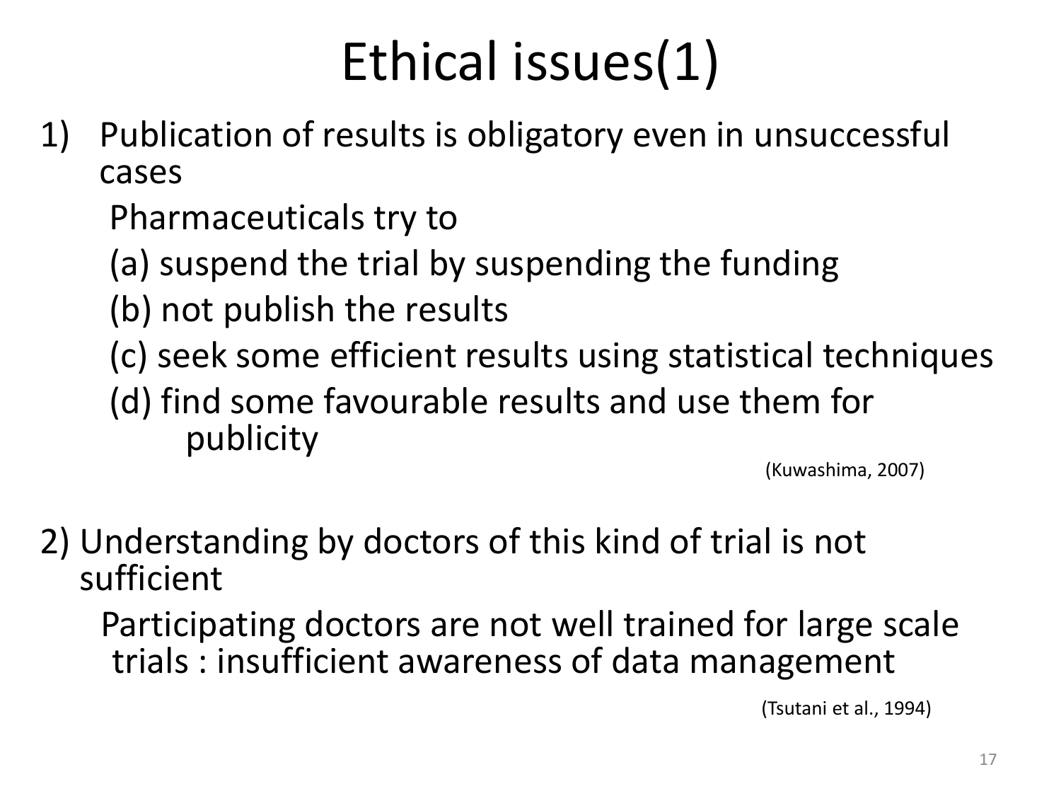# Ethical issues(1)

1) Publication of results is obligatory even in unsuccessful cases

   Pharmaceuticals try to

   (a) suspend the trial by suspending the funding

   (b) not publish the results

   (c) seek some efficient results using statistical techniques

   (d) find some favourable results and use them for publicity

   (Kuwashima, 2007)

2) Understanding by doctors of this kind of trial is not sufficient

   Participating doctors are not well trained for large scale trials : insufficient awareness of data management

   (Tsutani et al., 1994)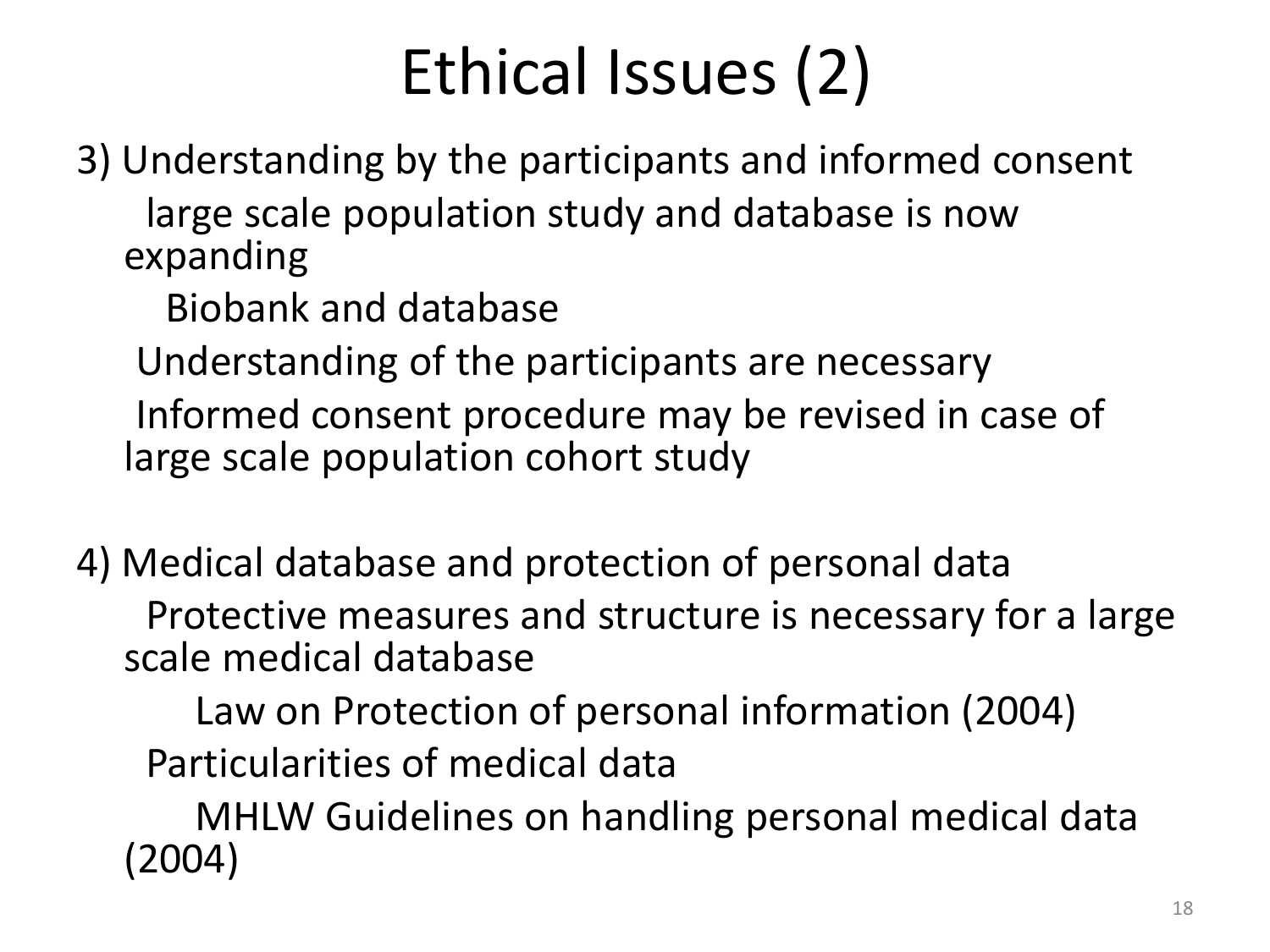# Ethical Issues (2)

3) Understanding by the participants and informed consent

- large scale population study and database is now expanding
  - Biobank and database
- Understanding of the participants are necessary
- Informed consent procedure may be revised in case of large scale population cohort study

4) Medical database and protection of personal data

- Protective measures and structure is necessary for a large scale medical database
  - Law on Protection of personal information (2004)
- Particularities of medical data
  - MHLW Guidelines on handling personal medical data (2004)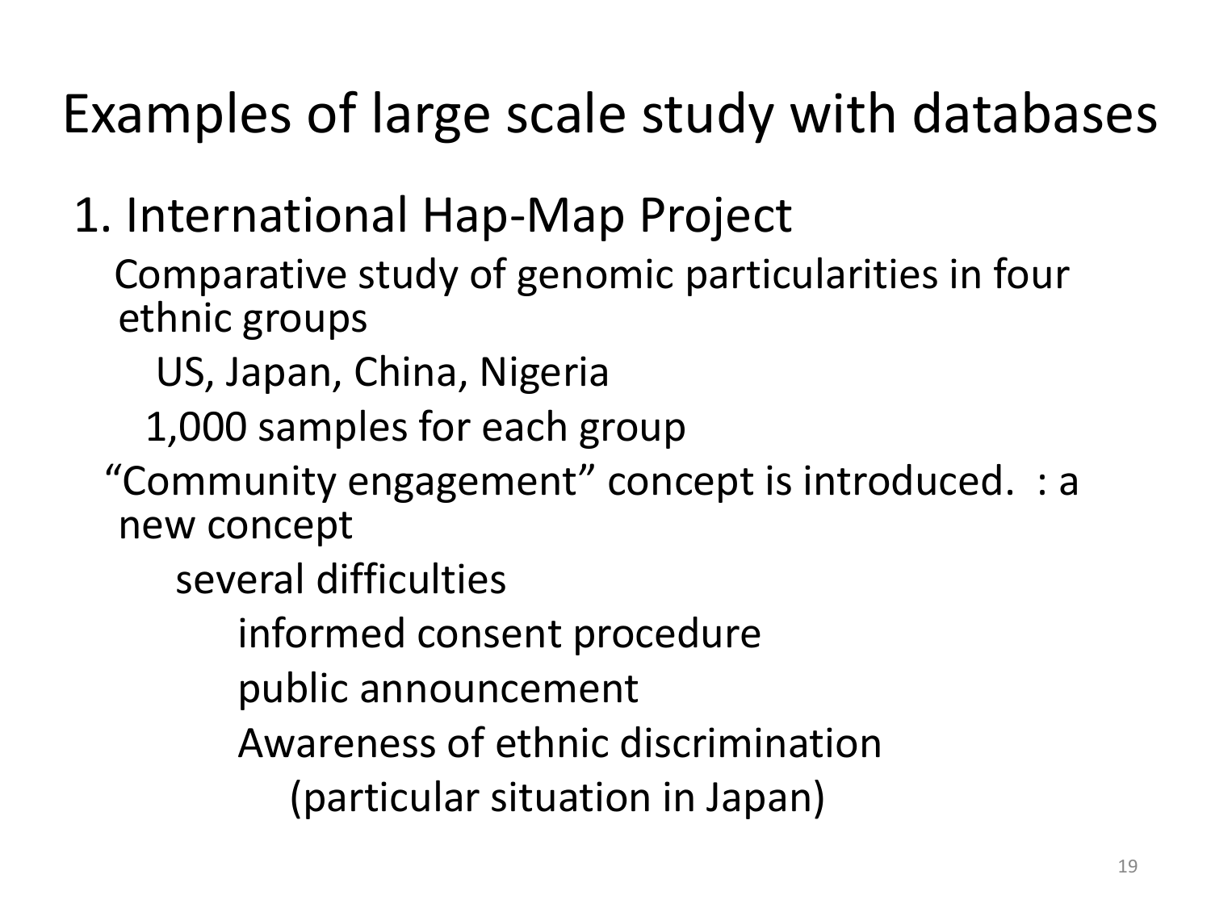# Examples of large scale study with databases

1. International Hap-Map Project
   - Comparative study of genomic particularities in four ethnic groups
     - US, Japan, China, Nigeria
     - 1,000 samples for each group
   - “Community engagement” concept is introduced. : a new concept
     - several difficulties
       - informed consent procedure
       - public announcement
       - Awareness of ethnic discrimination
         - (particular situation in Japan)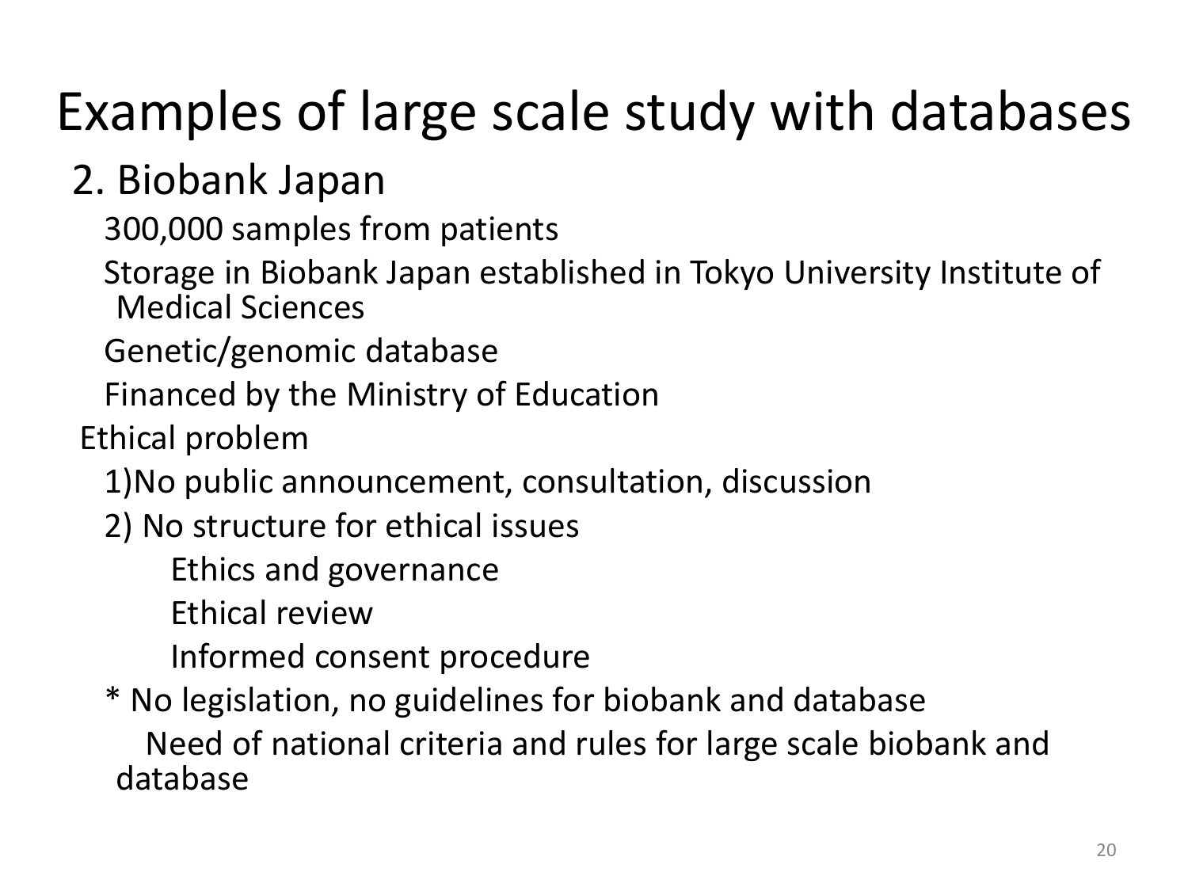# Examples of large scale study with databases

## 2. Biobank Japan

300,000 samples from patients

Storage in Biobank Japan established in Tokyo University Institute of Medical Sciences

Genetic/genomic database

Financed by the Ministry of Education

Ethical problem

1)No public announcement, consultation, discussion

2) No structure for ethical issues

- Ethics and governance
- Ethical review
- Informed consent procedure

* No legislation, no guidelines for biobank and database

  Need of national criteria and rules for large scale biobank and database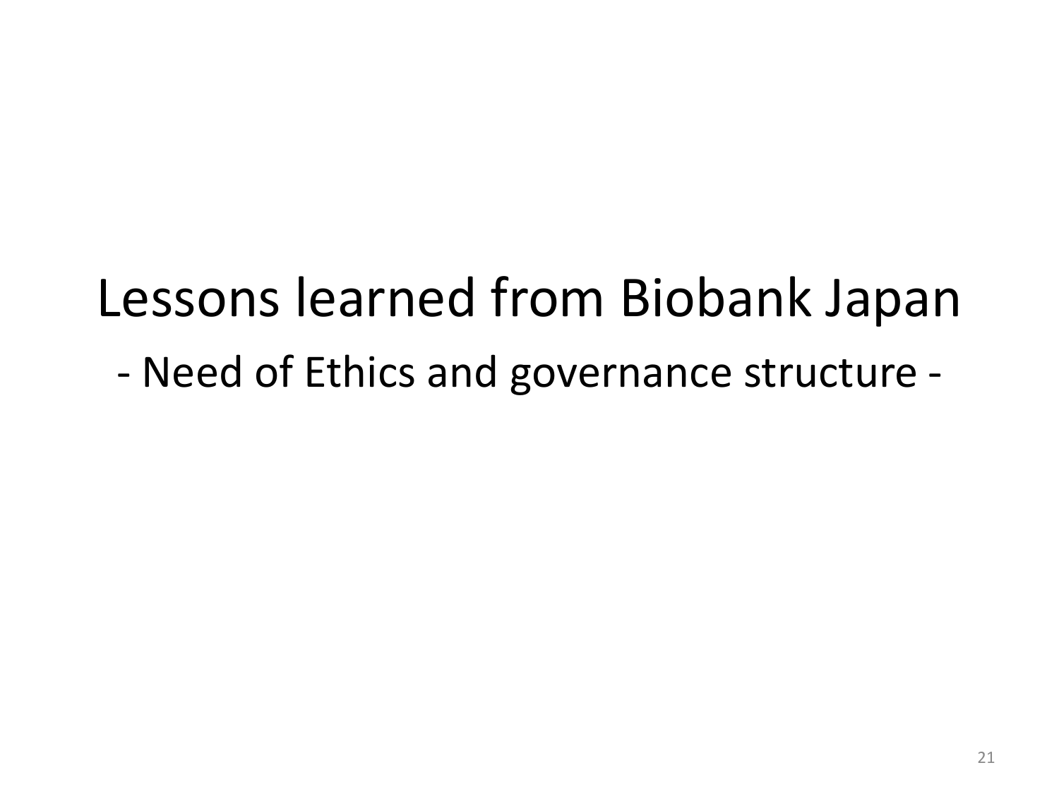# Lessons learned from Biobank Japan

## - Need of Ethics and governance structure -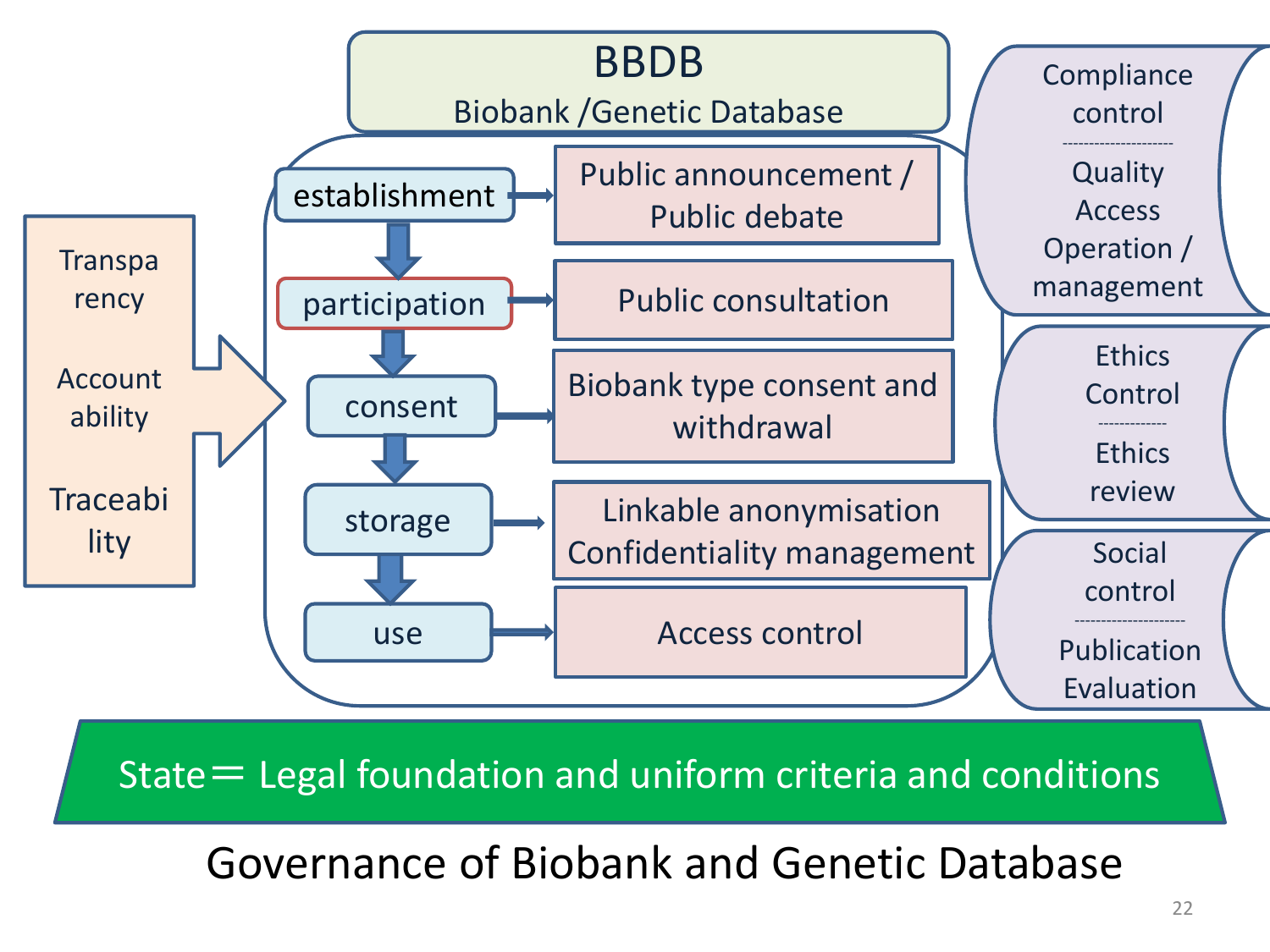BBDB

Biobank /Genetic Database

Transparency

Accountability

Traceability

establishment → Public announcement / Public debate

participation → Public consultation

consent → Biobank type consent and withdrawal

storage → Linkable anonymisation Confidentiality management

use → Access control

Compliance control
Quality
Access
Operation / management

Ethics Control
Ethics review

Social control
Publication
Evaluation

State＝ Legal foundation and uniform criteria and conditions

Governance of Biobank and Genetic Database